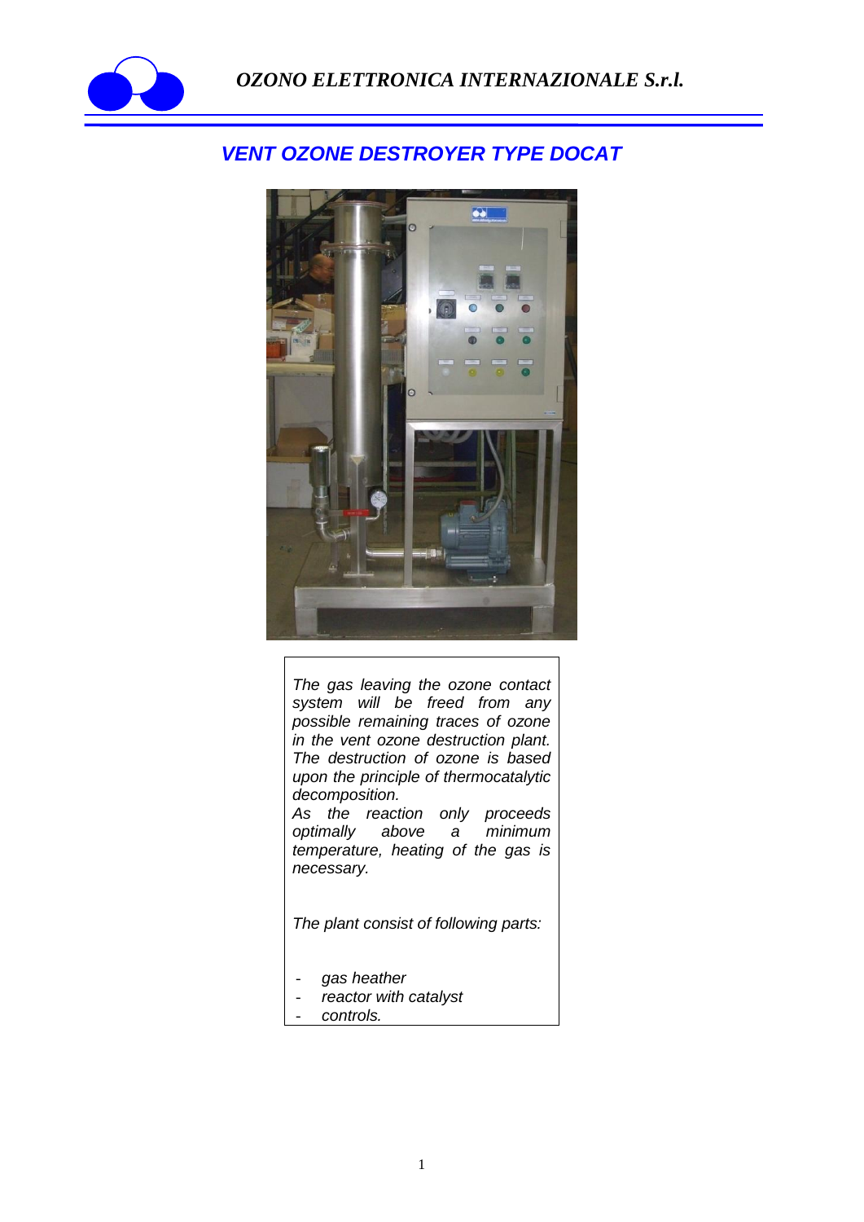# VENT OZONE DESTROYER TYPE DOCAT

*The gas leaving the ozone contact system will be freed from any possible remaining traces of ozone in the vent ozone destruction plant. The destruction of ozone is based upon the principle of thermocatalytic decomposition.*
*As the reaction only proceeds optimally above a minimum temperature, heating of the gas is necessary.*

*The plant consist of following parts:*

- *gas heather*
- *reactor with catalyst*
- *controls.*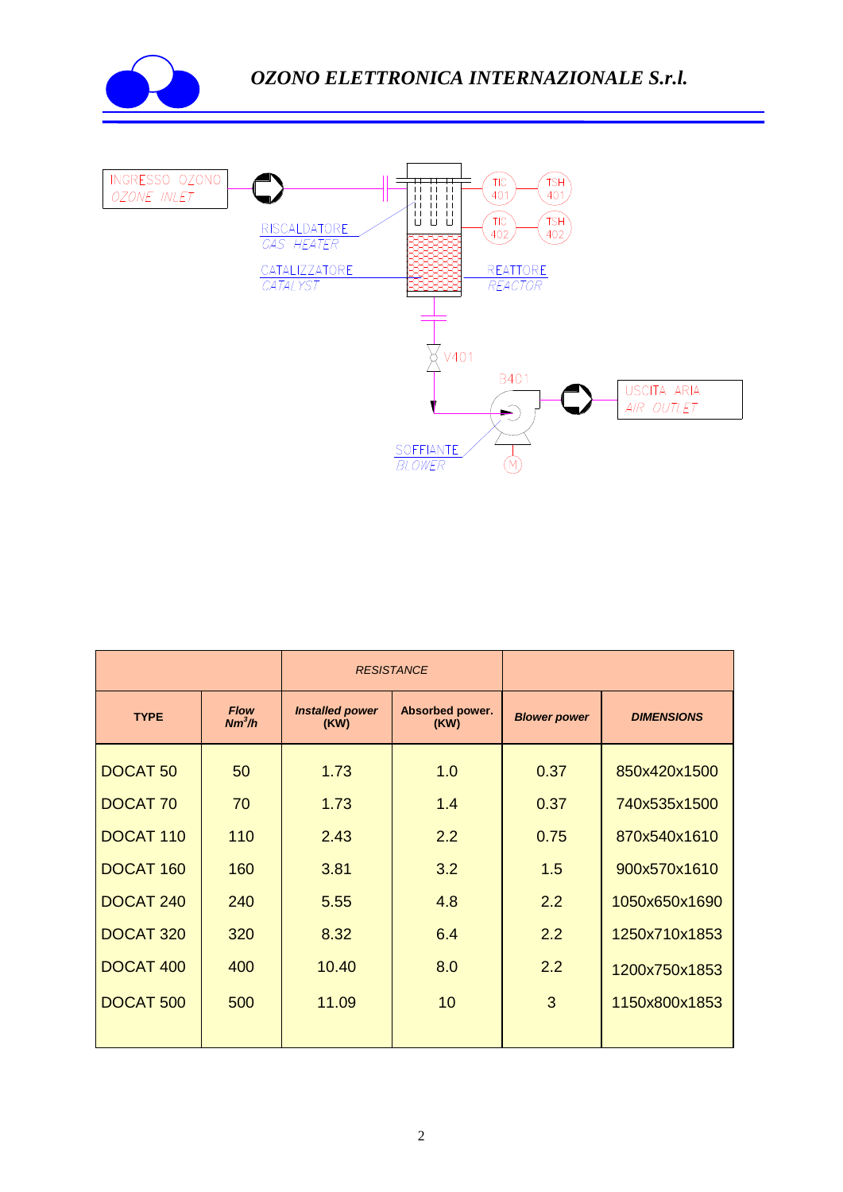| | | RESISTANCE | | | |
|---|---|---|---|---|---|
| **TYPE** | ***Flow*** ***Nm³/h*** | ***Installed power*** **(KW)** | **Absorbed power.** **(KW)** | ***Blower power*** | ***DIMENSIONS*** |
| DOCAT 50 | 50 | 1.73 | 1.0 | 0.37 | 850x420x1500 |
| DOCAT 70 | 70 | 1.73 | 1.4 | 0.37 | 740x535x1500 |
| DOCAT 110 | 110 | 2.43 | 2.2 | 0.75 | 870x540x1610 |
| DOCAT 160 | 160 | 3.81 | 3.2 | 1.5 | 900x570x1610 |
| DOCAT 240 | 240 | 5.55 | 4.8 | 2.2 | 1050x650x1690 |
| DOCAT 320 | 320 | 8.32 | 6.4 | 2.2 | 1250x710x1853 |
| DOCAT 400 | 400 | 10.40 | 8.0 | 2.2 | 1200x750x1853 |
| DOCAT 500 | 500 | 11.09 | 10 | 3 | 1150x800x1853 |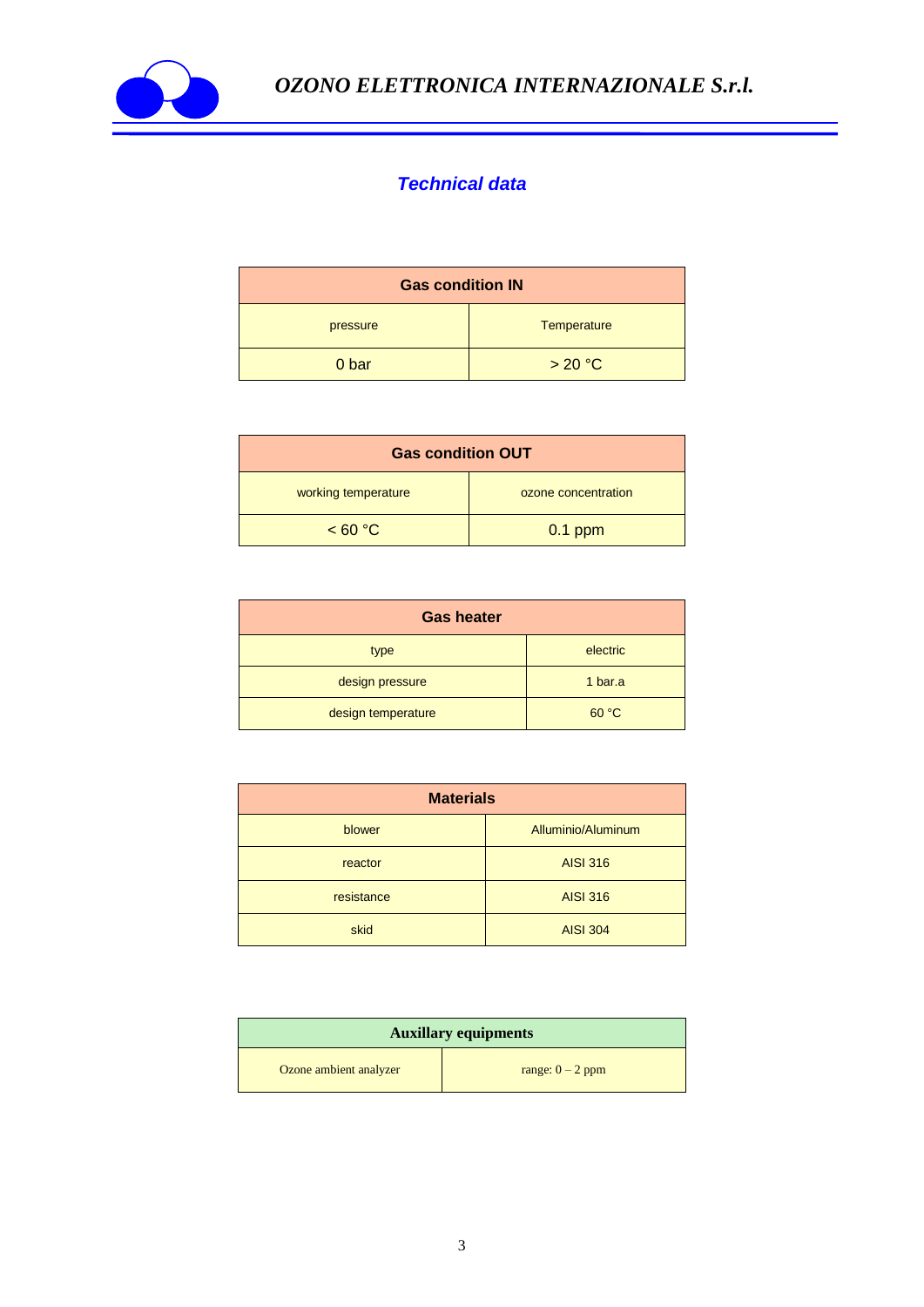## Technical data

| Gas condition IN | |
|---|---|
| pressure | Temperature |
| 0 bar | > 20 °C |

| Gas condition OUT | |
|---|---|
| working temperature | ozone concentration |
| < 60 °C | 0.1 ppm |

| Gas heater | |
|---|---|
| type | electric |
| design pressure | 1 bar.a |
| design temperature | 60 °C |

| Materials | |
|---|---|
| blower | Alluminio/Aluminum |
| reactor | AISI 316 |
| resistance | AISI 316 |
| skid | AISI 304 |

| Auxillary equipments | |
|---|---|
| Ozone ambient analyzer | range: 0 – 2 ppm |